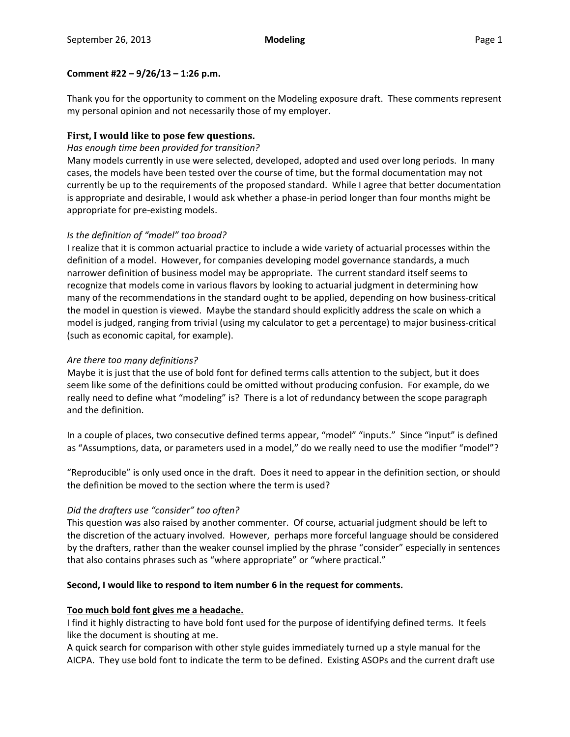**Comment #22 – 9/26/13 – 1:26 p.m.**

Thank you for the opportunity to comment on the Modeling exposure draft. These comments represent my personal opinion and not necessarily those of my employer.

## First, I would like to pose few questions.

*Has enough time been provided for transition?*

Many models currently in use were selected, developed, adopted and used over long periods. In many cases, the models have been tested over the course of time, but the formal documentation may not currently be up to the requirements of the proposed standard. While I agree that better documentation is appropriate and desirable, I would ask whether a phase-in period longer than four months might be appropriate for pre-existing models.

*Is the definition of "model" too broad?*

I realize that it is common actuarial practice to include a wide variety of actuarial processes within the definition of a model. However, for companies developing model governance standards, a much narrower definition of business model may be appropriate. The current standard itself seems to recognize that models come in various flavors by looking to actuarial judgment in determining how many of the recommendations in the standard ought to be applied, depending on how business-critical the model in question is viewed. Maybe the standard should explicitly address the scale on which a model is judged, ranging from trivial (using my calculator to get a percentage) to major business-critical (such as economic capital, for example).

*Are there too many definitions?*

Maybe it is just that the use of bold font for defined terms calls attention to the subject, but it does seem like some of the definitions could be omitted without producing confusion. For example, do we really need to define what "modeling" is? There is a lot of redundancy between the scope paragraph and the definition.

In a couple of places, two consecutive defined terms appear, "model" "inputs." Since "input" is defined as "Assumptions, data, or parameters used in a model," do we really need to use the modifier "model"?

"Reproducible" is only used once in the draft. Does it need to appear in the definition section, or should the definition be moved to the section where the term is used?

*Did the drafters use "consider" too often?*

This question was also raised by another commenter. Of course, actuarial judgment should be left to the discretion of the actuary involved. However, perhaps more forceful language should be considered by the drafters, rather than the weaker counsel implied by the phrase "consider" especially in sentences that also contains phrases such as "where appropriate" or "where practical."

**Second, I would like to respond to item number 6 in the request for comments.**

**<u>Too much bold font gives me a headache.</u>**

I find it highly distracting to have bold font used for the purpose of identifying defined terms. It feels like the document is shouting at me.

A quick search for comparison with other style guides immediately turned up a style manual for the AICPA. They use bold font to indicate the term to be defined. Existing ASOPs and the current draft use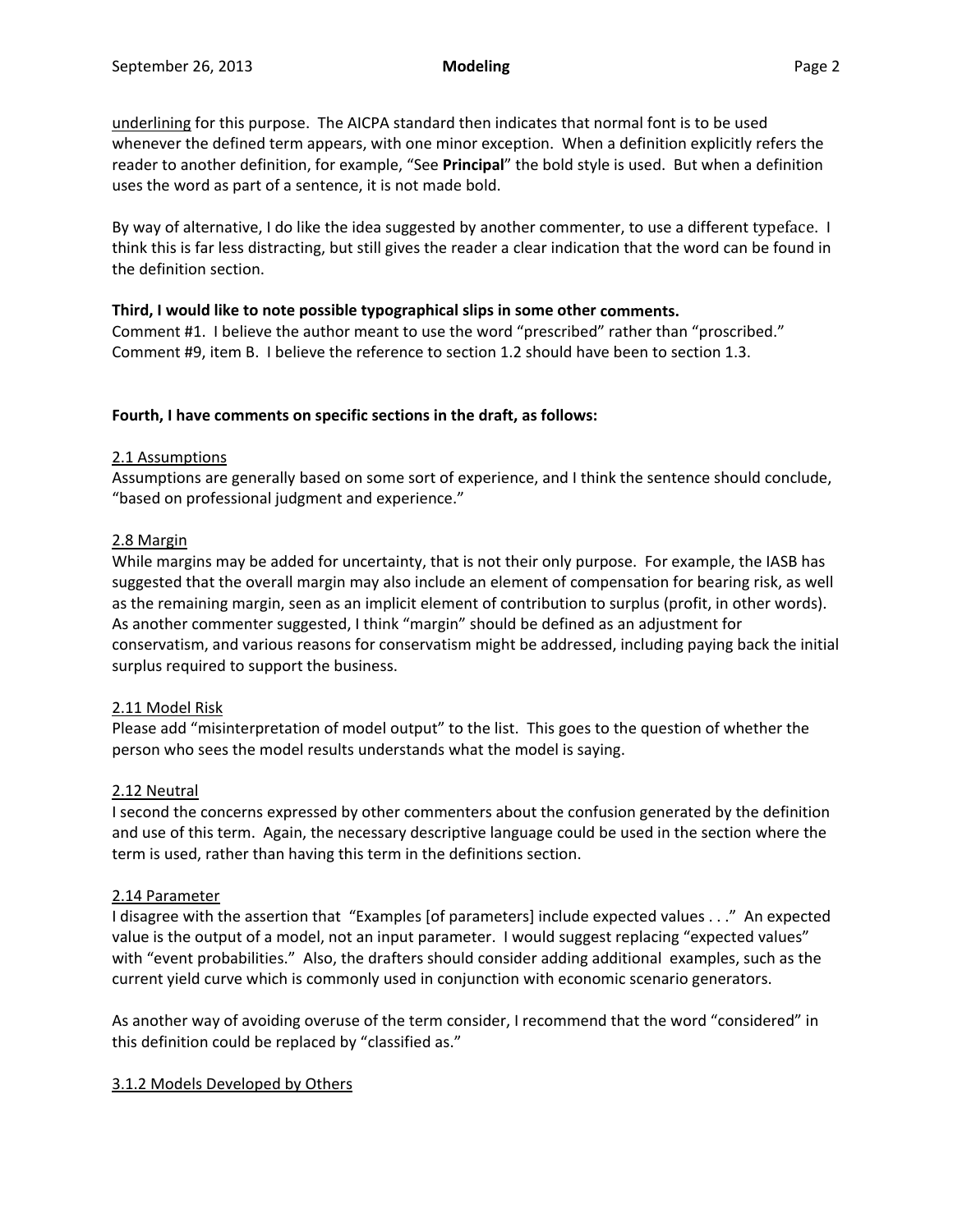underlining for this purpose. The AICPA standard then indicates that normal font is to be used whenever the defined term appears, with one minor exception. When a definition explicitly refers the reader to another definition, for example, "See **Principal**" the bold style is used. But when a definition uses the word as part of a sentence, it is not made bold.

By way of alternative, I do like the idea suggested by another commenter, to use a different typeface. I think this is far less distracting, but still gives the reader a clear indication that the word can be found in the definition section.

**Third, I would like to note possible typographical slips in some other comments.**

Comment #1. I believe the author meant to use the word "prescribed" rather than "proscribed."
Comment #9, item B. I believe the reference to section 1.2 should have been to section 1.3.

**Fourth, I have comments on specific sections in the draft, as follows:**

2.1 Assumptions

Assumptions are generally based on some sort of experience, and I think the sentence should conclude, "based on professional judgment and experience."

2.8 Margin

While margins may be added for uncertainty, that is not their only purpose. For example, the IASB has suggested that the overall margin may also include an element of compensation for bearing risk, as well as the remaining margin, seen as an implicit element of contribution to surplus (profit, in other words). As another commenter suggested, I think "margin" should be defined as an adjustment for conservatism, and various reasons for conservatism might be addressed, including paying back the initial surplus required to support the business.

2.11 Model Risk

Please add "misinterpretation of model output" to the list. This goes to the question of whether the person who sees the model results understands what the model is saying.

2.12 Neutral

I second the concerns expressed by other commenters about the confusion generated by the definition and use of this term. Again, the necessary descriptive language could be used in the section where the term is used, rather than having this term in the definitions section.

2.14 Parameter

I disagree with the assertion that "Examples [of parameters] include expected values . . ." An expected value is the output of a model, not an input parameter. I would suggest replacing "expected values" with "event probabilities." Also, the drafters should consider adding additional examples, such as the current yield curve which is commonly used in conjunction with economic scenario generators.

As another way of avoiding overuse of the term consider, I recommend that the word "considered" in this definition could be replaced by "classified as."

3.1.2 Models Developed by Others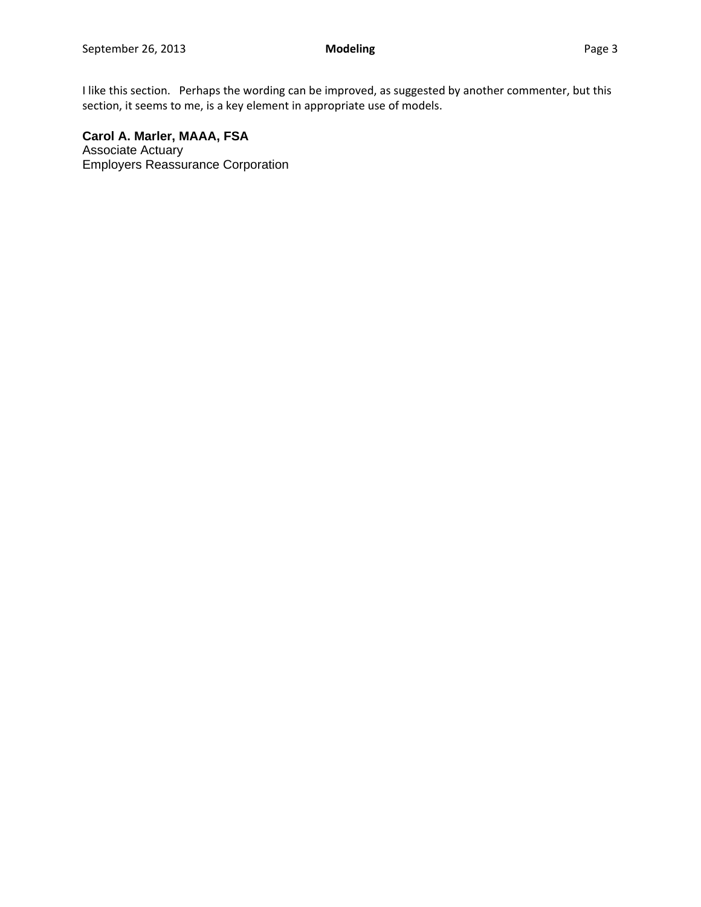I like this section. Perhaps the wording can be improved, as suggested by another commenter, but this section, it seems to me, is a key element in appropriate use of models.

**Carol A. Marler, MAAA, FSA**
Associate Actuary
Employers Reassurance Corporation